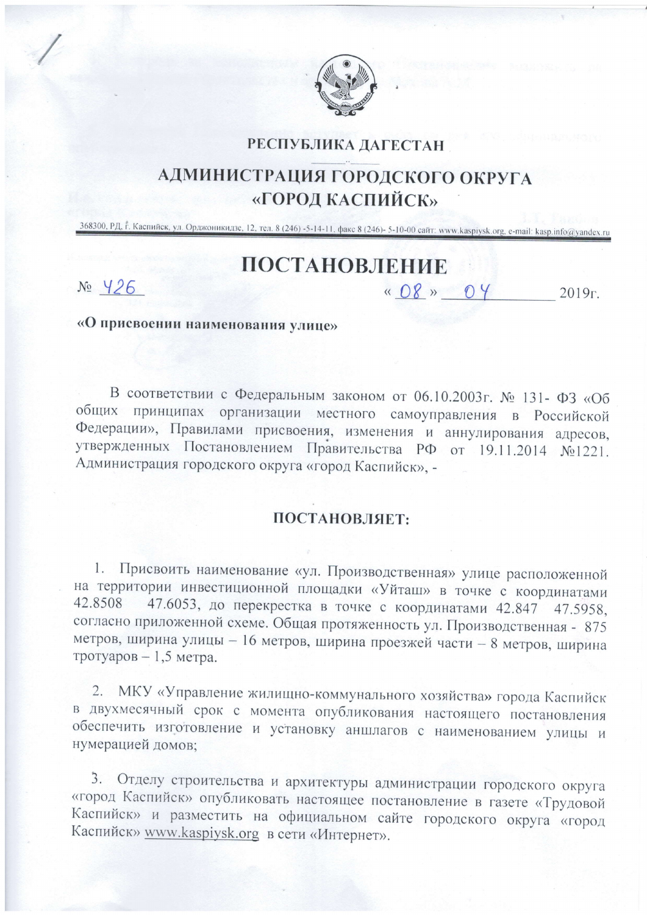**РЕСПУБЛИКА ДАГЕСТАН**

# АДМИНИСТРАЦИЯ ГОРОДСКОГО ОКРУГА «ГОРОД КАСПИЙСК»

368300, РД, г. Каспийск, ул. Орджоникидзе, 12, тел. 8 (246) -5-14-11, факс 8 (246)- 5-10-00 сайт: www.kaspiysk.org, e-mail: kasp.info@yandex.ru

# ПОСТАНОВЛЕНИЕ

№ 426 « 08 » 04 2019г.

**«О присвоении наименования улице»**

В соответствии с Федеральным законом от 06.10.2003г. № 131- ФЗ «Об общих принципах организации местного самоуправления в Российской Федерации», Правилами присвоения, изменения и аннулирования адресов, утвержденных Постановлением Правительства РФ от 19.11.2014 №1221. Администрация городского округа «город Каспийск», -

**ПОСТАНОВЛЯЕТ:**

1. Присвоить наименование «ул. Производственная» улице расположенной на территории инвестиционной площадки «Уйташ» в точке с координатами 42.8508 47.6053, до перекрестка в точке с координатами 42.847 47.5958, согласно приложенной схеме. Общая протяженность ул. Производственная - 875 метров, ширина улицы – 16 метров, ширина проезжей части – 8 метров, ширина тротуаров – 1,5 метра.

2. МКУ «Управление жилищно-коммунального хозяйства» города Каспийск в двухмесячный срок с момента опубликования настоящего постановления обеспечить изготовление и установку аншлагов с наименованием улицы и нумерацией домов;

3. Отделу строительства и архитектуры администрации городского округа «город Каспийск» опубликовать настоящее постановление в газете «Трудовой Каспийск» и разместить на официальном сайте городского округа «город Каспийск» www.kaspiysk.org в сети «Интернет».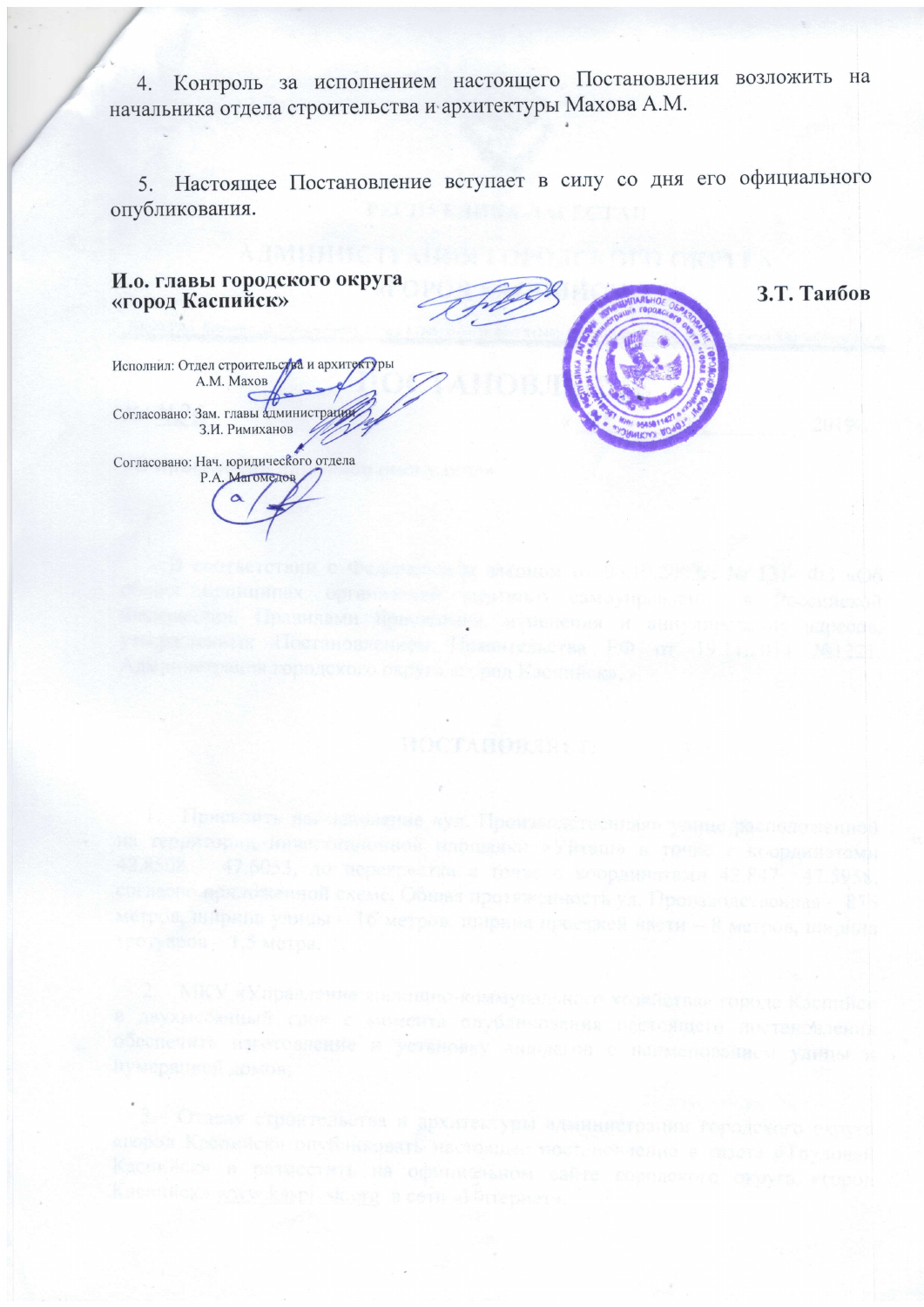4. Контроль за исполнением настоящего Постановления возложить на начальника отдела строительства и архитектуры Махова А.М.

5. Настоящее Постановление вступает в силу со дня его официального опубликования.

**И.о. главы городского округа «город Каспийск»** **З.Т. Таибов**

Исполнил: Отдел строительства и архитектуры
А.М. Махов

Согласовано: Зам. главы администрации
З.И. Римиханов

Согласовано: Нач. юридического отдела
Р.А. Магомедов